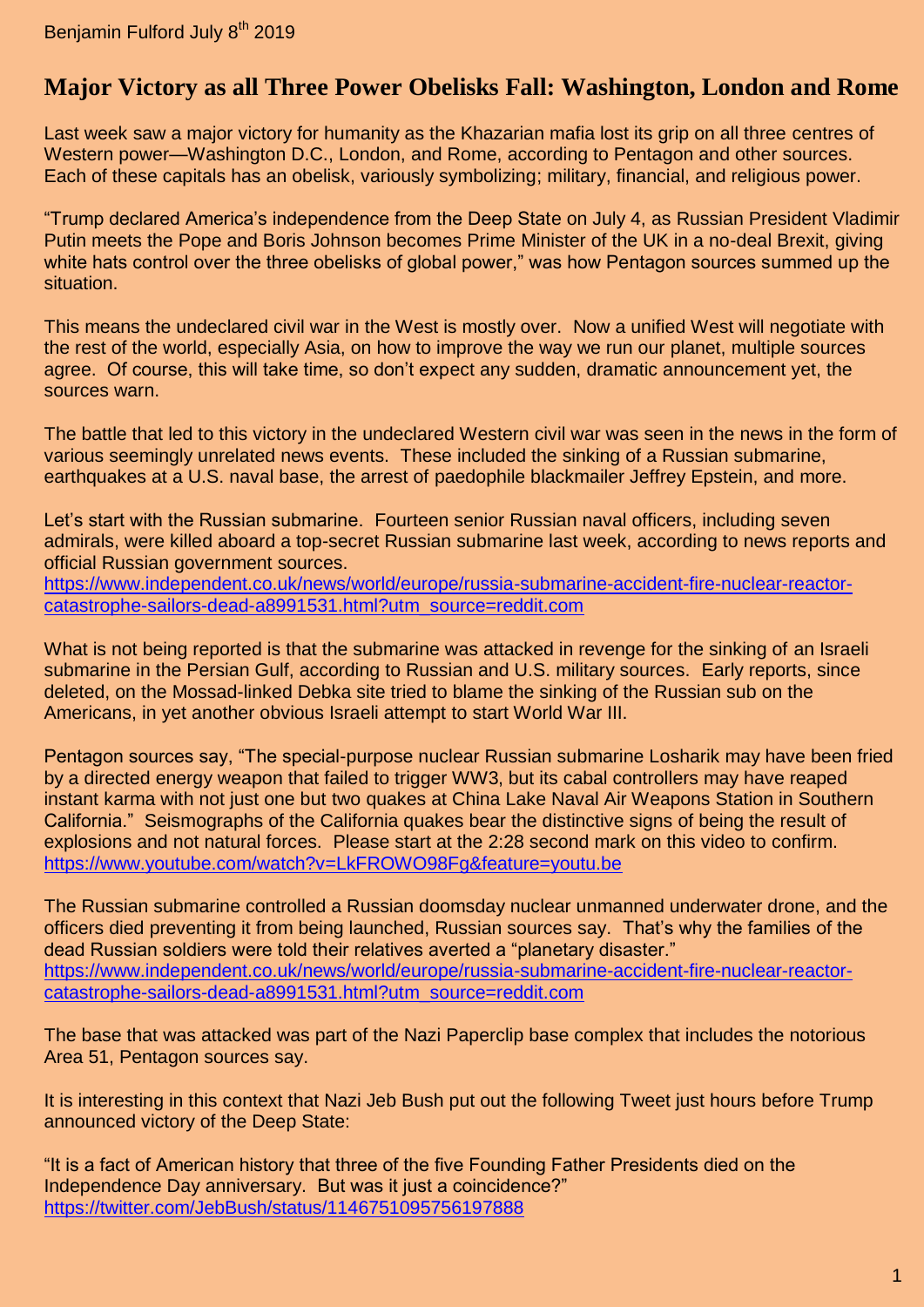Benjamin Fulford July 8th 2019

# Major Victory as all Three Power Obelisks Fall: Washington, London and Rome

Last week saw a major victory for humanity as the Khazarian mafia lost its grip on all three centres of Western power—Washington D.C., London, and Rome, according to Pentagon and other sources. Each of these capitals has an obelisk, variously symbolizing; military, financial, and religious power.

"Trump declared America's independence from the Deep State on July 4, as Russian President Vladimir Putin meets the Pope and Boris Johnson becomes Prime Minister of the UK in a no-deal Brexit, giving white hats control over the three obelisks of global power," was how Pentagon sources summed up the situation.

This means the undeclared civil war in the West is mostly over. Now a unified West will negotiate with the rest of the world, especially Asia, on how to improve the way we run our planet, multiple sources agree. Of course, this will take time, so don't expect any sudden, dramatic announcement yet, the sources warn.

The battle that led to this victory in the undeclared Western civil war was seen in the news in the form of various seemingly unrelated news events. These included the sinking of a Russian submarine, earthquakes at a U.S. naval base, the arrest of paedophile blackmailer Jeffrey Epstein, and more.

Let's start with the Russian submarine. Fourteen senior Russian naval officers, including seven admirals, were killed aboard a top-secret Russian submarine last week, according to news reports and official Russian government sources.
https://www.independent.co.uk/news/world/europe/russia-submarine-accident-fire-nuclear-reactor-catastrophe-sailors-dead-a8991531.html?utm_source=reddit.com

What is not being reported is that the submarine was attacked in revenge for the sinking of an Israeli submarine in the Persian Gulf, according to Russian and U.S. military sources. Early reports, since deleted, on the Mossad-linked Debka site tried to blame the sinking of the Russian sub on the Americans, in yet another obvious Israeli attempt to start World War III.

Pentagon sources say, "The special-purpose nuclear Russian submarine Losharik may have been fried by a directed energy weapon that failed to trigger WW3, but its cabal controllers may have reaped instant karma with not just one but two quakes at China Lake Naval Air Weapons Station in Southern California." Seismographs of the California quakes bear the distinctive signs of being the result of explosions and not natural forces. Please start at the 2:28 second mark on this video to confirm.
https://www.youtube.com/watch?v=LkFROWO98Fg&feature=youtu.be

The Russian submarine controlled a Russian doomsday nuclear unmanned underwater drone, and the officers died preventing it from being launched, Russian sources say. That's why the families of the dead Russian soldiers were told their relatives averted a "planetary disaster."
https://www.independent.co.uk/news/world/europe/russia-submarine-accident-fire-nuclear-reactor-catastrophe-sailors-dead-a8991531.html?utm_source=reddit.com

The base that was attacked was part of the Nazi Paperclip base complex that includes the notorious Area 51, Pentagon sources say.

It is interesting in this context that Nazi Jeb Bush put out the following Tweet just hours before Trump announced victory of the Deep State:

"It is a fact of American history that three of the five Founding Father Presidents died on the Independence Day anniversary. But was it just a coincidence?"
https://twitter.com/JebBush/status/1146751095756197888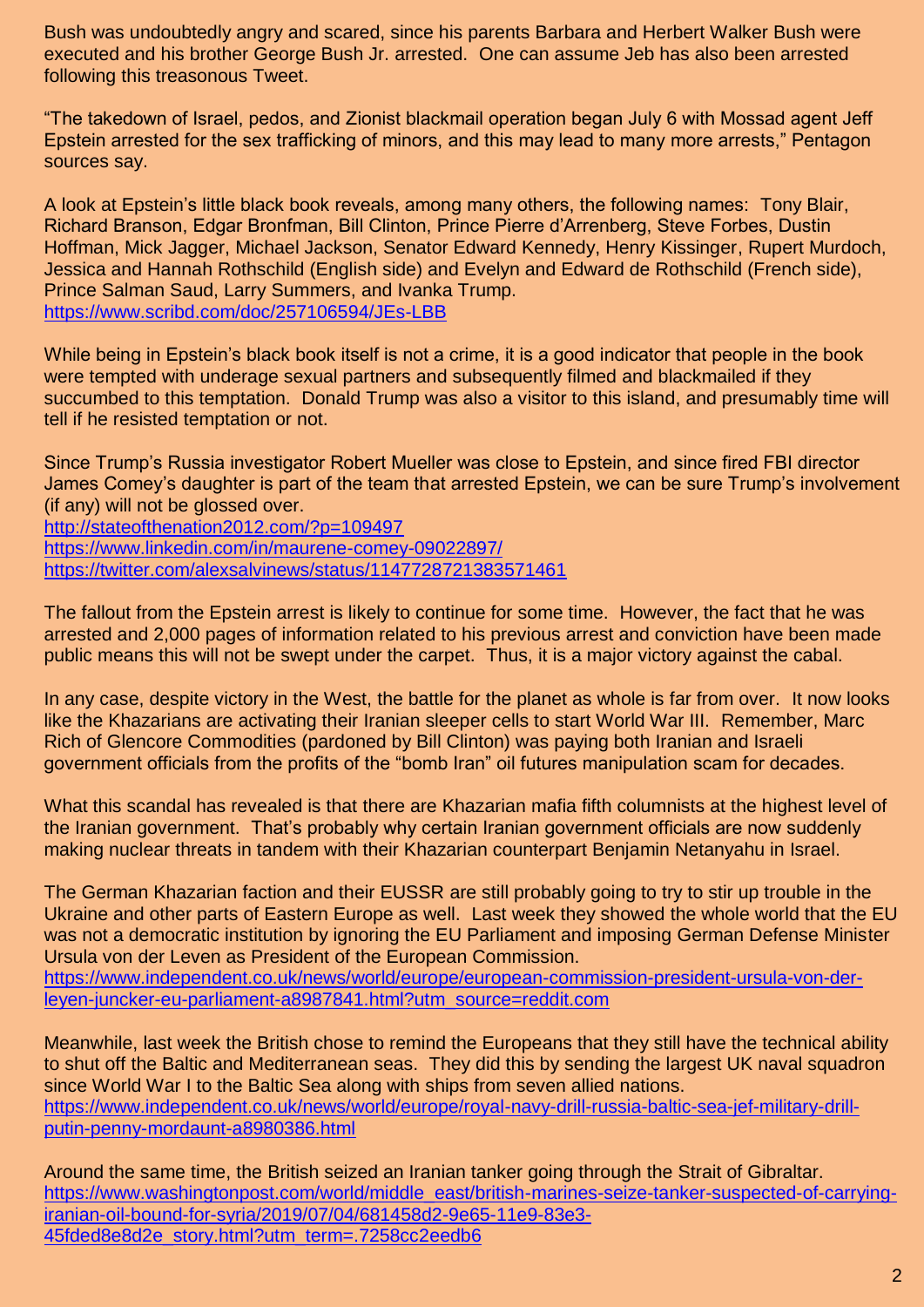Bush was undoubtedly angry and scared, since his parents Barbara and Herbert Walker Bush were executed and his brother George Bush Jr. arrested. One can assume Jeb has also been arrested following this treasonous Tweet.

"The takedown of Israel, pedos, and Zionist blackmail operation began July 6 with Mossad agent Jeff Epstein arrested for the sex trafficking of minors, and this may lead to many more arrests," Pentagon sources say.

A look at Epstein's little black book reveals, among many others, the following names: Tony Blair, Richard Branson, Edgar Bronfman, Bill Clinton, Prince Pierre d'Arrenberg, Steve Forbes, Dustin Hoffman, Mick Jagger, Michael Jackson, Senator Edward Kennedy, Henry Kissinger, Rupert Murdoch, Jessica and Hannah Rothschild (English side) and Evelyn and Edward de Rothschild (French side), Prince Salman Saud, Larry Summers, and Ivanka Trump.
https://www.scribd.com/doc/257106594/JEs-LBB

While being in Epstein's black book itself is not a crime, it is a good indicator that people in the book were tempted with underage sexual partners and subsequently filmed and blackmailed if they succumbed to this temptation. Donald Trump was also a visitor to this island, and presumably time will tell if he resisted temptation or not.

Since Trump's Russia investigator Robert Mueller was close to Epstein, and since fired FBI director James Comey's daughter is part of the team that arrested Epstein, we can be sure Trump's involvement (if any) will not be glossed over.
http://stateofthenation2012.com/?p=109497
https://www.linkedin.com/in/maurene-comey-09022897/
https://twitter.com/alexsalvinews/status/1147728721383571461

The fallout from the Epstein arrest is likely to continue for some time. However, the fact that he was arrested and 2,000 pages of information related to his previous arrest and conviction have been made public means this will not be swept under the carpet. Thus, it is a major victory against the cabal.

In any case, despite victory in the West, the battle for the planet as whole is far from over. It now looks like the Khazarians are activating their Iranian sleeper cells to start World War III. Remember, Marc Rich of Glencore Commodities (pardoned by Bill Clinton) was paying both Iranian and Israeli government officials from the profits of the "bomb Iran" oil futures manipulation scam for decades.

What this scandal has revealed is that there are Khazarian mafia fifth columnists at the highest level of the Iranian government. That's probably why certain Iranian government officials are now suddenly making nuclear threats in tandem with their Khazarian counterpart Benjamin Netanyahu in Israel.

The German Khazarian faction and their EUSSR are still probably going to try to stir up trouble in the Ukraine and other parts of Eastern Europe as well. Last week they showed the whole world that the EU was not a democratic institution by ignoring the EU Parliament and imposing German Defense Minister Ursula von der Leven as President of the European Commission.
https://www.independent.co.uk/news/world/europe/european-commission-president-ursula-von-der-leyen-juncker-eu-parliament-a8987841.html?utm_source=reddit.com

Meanwhile, last week the British chose to remind the Europeans that they still have the technical ability to shut off the Baltic and Mediterranean seas. They did this by sending the largest UK naval squadron since World War I to the Baltic Sea along with ships from seven allied nations.
https://www.independent.co.uk/news/world/europe/royal-navy-drill-russia-baltic-sea-jef-military-drill-putin-penny-mordaunt-a8980386.html

Around the same time, the British seized an Iranian tanker going through the Strait of Gibraltar.
https://www.washingtonpost.com/world/middle_east/british-marines-seize-tanker-suspected-of-carrying-iranian-oil-bound-for-syria/2019/07/04/681458d2-9e65-11e9-83e3-45fded8e8d2e_story.html?utm_term=.7258cc2eedb6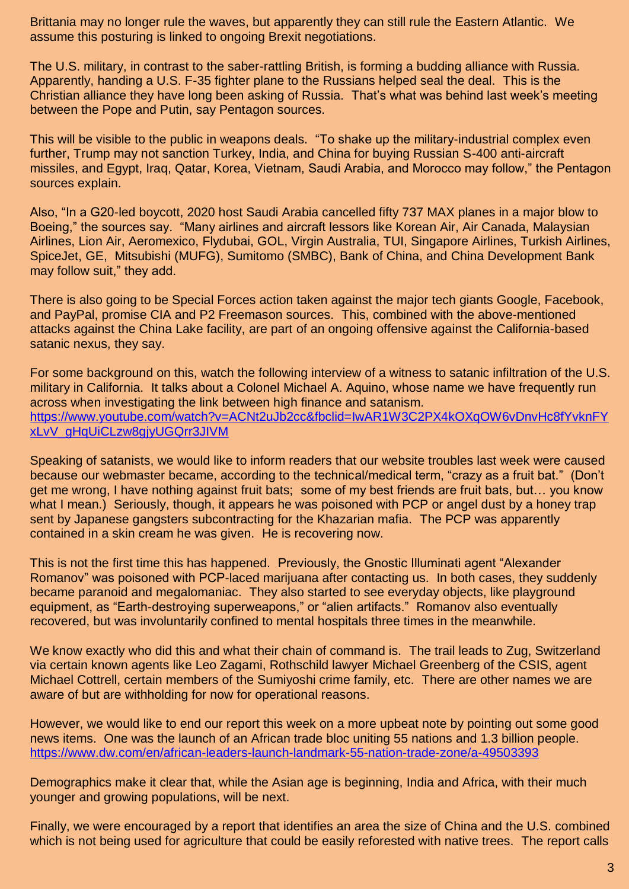Brittania may no longer rule the waves, but apparently they can still rule the Eastern Atlantic. We assume this posturing is linked to ongoing Brexit negotiations.

The U.S. military, in contrast to the saber-rattling British, is forming a budding alliance with Russia. Apparently, handing a U.S. F-35 fighter plane to the Russians helped seal the deal. This is the Christian alliance they have long been asking of Russia. That's what was behind last week's meeting between the Pope and Putin, say Pentagon sources.

This will be visible to the public in weapons deals. "To shake up the military-industrial complex even further, Trump may not sanction Turkey, India, and China for buying Russian S-400 anti-aircraft missiles, and Egypt, Iraq, Qatar, Korea, Vietnam, Saudi Arabia, and Morocco may follow," the Pentagon sources explain.

Also, "In a G20-led boycott, 2020 host Saudi Arabia cancelled fifty 737 MAX planes in a major blow to Boeing," the sources say. "Many airlines and aircraft lessors like Korean Air, Air Canada, Malaysian Airlines, Lion Air, Aeromexico, Flydubai, GOL, Virgin Australia, TUI, Singapore Airlines, Turkish Airlines, SpiceJet, GE, Mitsubishi (MUFG), Sumitomo (SMBC), Bank of China, and China Development Bank may follow suit," they add.

There is also going to be Special Forces action taken against the major tech giants Google, Facebook, and PayPal, promise CIA and P2 Freemason sources. This, combined with the above-mentioned attacks against the China Lake facility, are part of an ongoing offensive against the California-based satanic nexus, they say.

For some background on this, watch the following interview of a witness to satanic infiltration of the U.S. military in California. It talks about a Colonel Michael A. Aquino, whose name we have frequently run across when investigating the link between high finance and satanism.
https://www.youtube.com/watch?v=ACNt2uJb2cc&fbclid=IwAR1W3C2PX4kOXqOW6vDnvHc8fYvknFYxLvV_gHqUiCLzw8gjyUGQrr3JIVM

Speaking of satanists, we would like to inform readers that our website troubles last week were caused because our webmaster became, according to the technical/medical term, "crazy as a fruit bat." (Don't get me wrong, I have nothing against fruit bats; some of my best friends are fruit bats, but… you know what I mean.) Seriously, though, it appears he was poisoned with PCP or angel dust by a honey trap sent by Japanese gangsters subcontracting for the Khazarian mafia. The PCP was apparently contained in a skin cream he was given. He is recovering now.

This is not the first time this has happened. Previously, the Gnostic Illuminati agent "Alexander Romanov" was poisoned with PCP-laced marijuana after contacting us. In both cases, they suddenly became paranoid and megalomaniac. They also started to see everyday objects, like playground equipment, as "Earth-destroying superweapons," or "alien artifacts." Romanov also eventually recovered, but was involuntarily confined to mental hospitals three times in the meanwhile.

We know exactly who did this and what their chain of command is. The trail leads to Zug, Switzerland via certain known agents like Leo Zagami, Rothschild lawyer Michael Greenberg of the CSIS, agent Michael Cottrell, certain members of the Sumiyoshi crime family, etc. There are other names we are aware of but are withholding for now for operational reasons.

However, we would like to end our report this week on a more upbeat note by pointing out some good news items. One was the launch of an African trade bloc uniting 55 nations and 1.3 billion people.
https://www.dw.com/en/african-leaders-launch-landmark-55-nation-trade-zone/a-49503393

Demographics make it clear that, while the Asian age is beginning, India and Africa, with their much younger and growing populations, will be next.

Finally, we were encouraged by a report that identifies an area the size of China and the U.S. combined which is not being used for agriculture that could be easily reforested with native trees. The report calls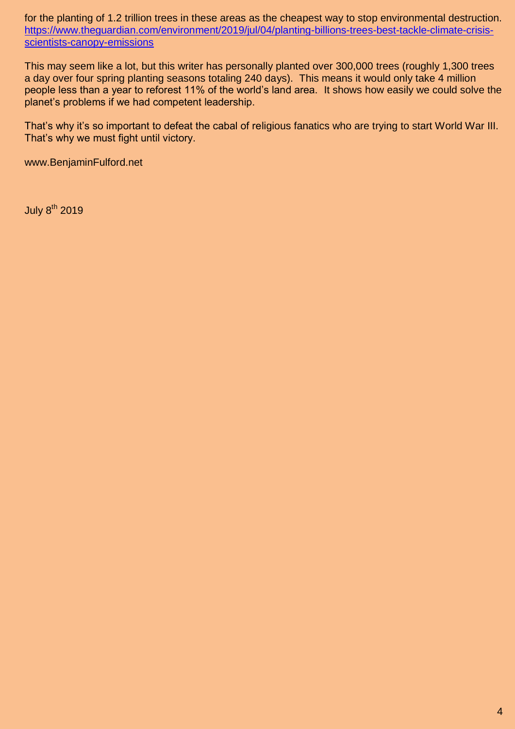for the planting of 1.2 trillion trees in these areas as the cheapest way to stop environmental destruction.
https://www.theguardian.com/environment/2019/jul/04/planting-billions-trees-best-tackle-climate-crisis-scientists-canopy-emissions

This may seem like a lot, but this writer has personally planted over 300,000 trees (roughly 1,300 trees a day over four spring planting seasons totaling 240 days). This means it would only take 4 million people less than a year to reforest 11% of the world's land area. It shows how easily we could solve the planet's problems if we had competent leadership.

That's why it's so important to defeat the cabal of religious fanatics who are trying to start World War III. That's why we must fight until victory.

www.BenjaminFulford.net

July 8th 2019